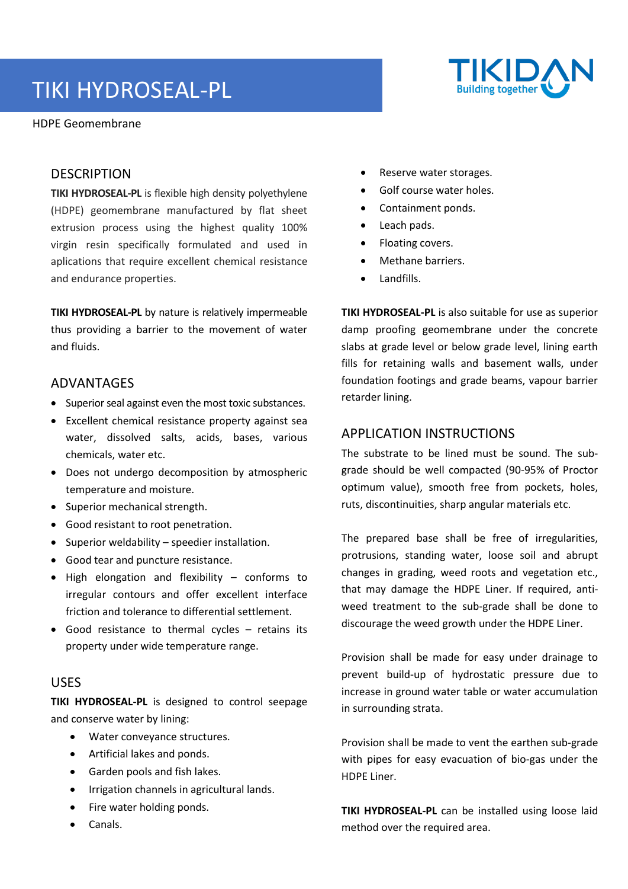# TIKI HYDROSEAL-PL

HDPE Geomembrane

## DESCRIPTION

**TIKI HYDROSEAL-PL** is flexible high density polyethylene (HDPE) geomembrane manufactured by flat sheet extrusion process using the highest quality 100% virgin resin specifically formulated and used in aplications that require excellent chemical resistance and endurance properties.

**TIKI HYDROSEAL-PL** by nature is relatively impermeable thus providing a barrier to the movement of water and fluids.

## ADVANTAGES

- Superior seal against even the most toxic substances.
- Excellent chemical resistance property against sea water, dissolved salts, acids, bases, various chemicals, water etc.
- Does not undergo decomposition by atmospheric temperature and moisture.
- Superior mechanical strength.
- Good resistant to root penetration.
- Superior weldability – speedier installation.
- Good tear and puncture resistance.
- High elongation and flexibility – conforms to irregular contours and offer excellent interface friction and tolerance to differential settlement.
- Good resistance to thermal cycles – retains its property under wide temperature range.

## USES

**TIKI HYDROSEAL-PL** is designed to control seepage and conserve water by lining:

- Water conveyance structures.
- Artificial lakes and ponds.
- Garden pools and fish lakes.
- Irrigation channels in agricultural lands.
- Fire water holding ponds.
- Canals.
- Reserve water storages.
- Golf course water holes.
- Containment ponds.
- Leach pads.
- Floating covers.
- Methane barriers.
- Landfills.

**TIKI HYDROSEAL-PL** is also suitable for use as superior damp proofing geomembrane under the concrete slabs at grade level or below grade level, lining earth fills for retaining walls and basement walls, under foundation footings and grade beams, vapour barrier retarder lining.

## APPLICATION INSTRUCTIONS

The substrate to be lined must be sound. The sub-grade should be well compacted (90-95% of Proctor optimum value), smooth free from pockets, holes, ruts, discontinuities, sharp angular materials etc.

The prepared base shall be free of irregularities, protrusions, standing water, loose soil and abrupt changes in grading, weed roots and vegetation etc., that may damage the HDPE Liner. If required, anti-weed treatment to the sub-grade shall be done to discourage the weed growth under the HDPE Liner.

Provision shall be made for easy under drainage to prevent build-up of hydrostatic pressure due to increase in ground water table or water accumulation in surrounding strata.

Provision shall be made to vent the earthen sub-grade with pipes for easy evacuation of bio-gas under the HDPE Liner.

**TIKI HYDROSEAL-PL** can be installed using loose laid method over the required area.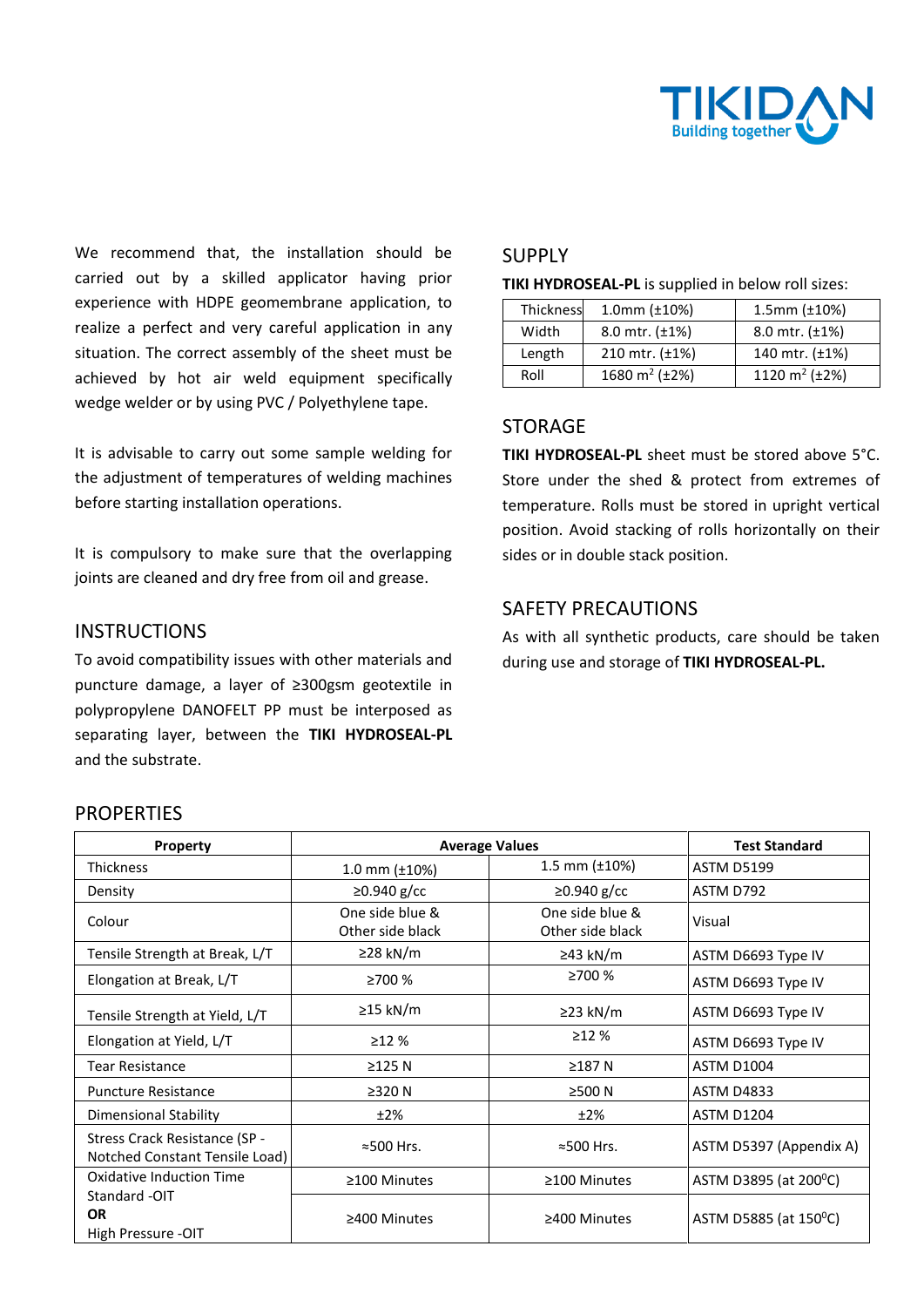We recommend that, the installation should be carried out by a skilled applicator having prior experience with HDPE geomembrane application, to realize a perfect and very careful application in any situation. The correct assembly of the sheet must be achieved by hot air weld equipment specifically wedge welder or by using PVC / Polyethylene tape.

It is advisable to carry out some sample welding for the adjustment of temperatures of welding machines before starting installation operations.

It is compulsory to make sure that the overlapping joints are cleaned and dry free from oil and grease.

## INSTRUCTIONS

To avoid compatibility issues with other materials and puncture damage, a layer of ≥300gsm geotextile in polypropylene DANOFELT PP must be interposed as separating layer, between the **TIKI HYDROSEAL-PL** and the substrate.

## SUPPLY

**TIKI HYDROSEAL-PL** is supplied in below roll sizes:

| Thickness | 1.0mm (±10%) | 1.5mm (±10%) |
|---|---|---|
| Width | 8.0 mtr. (±1%) | 8.0 mtr. (±1%) |
| Length | 210 mtr. (±1%) | 140 mtr. (±1%) |
| Roll | 1680 $m^2$ (±2%) | 1120 $m^2$ (±2%) |

## STORAGE

**TIKI HYDROSEAL-PL** sheet must be stored above 5°C. Store under the shed & protect from extremes of temperature. Rolls must be stored in upright vertical position. Avoid stacking of rolls horizontally on their sides or in double stack position.

## SAFETY PRECAUTIONS

As with all synthetic products, care should be taken during use and storage of **TIKI HYDROSEAL-PL.**

## PROPERTIES

| Property | Average Values | | Test Standard |
|---|---|---|---|
| Thickness | 1.0 mm (±10%) | 1.5 mm (±10%) | ASTM D5199 |
| Density | ≥0.940 g/cc | ≥0.940 g/cc | ASTM D792 |
| Colour | One side blue & Other side black | One side blue & Other side black | Visual |
| Tensile Strength at Break, L/T | ≥28 kN/m | ≥43 kN/m | ASTM D6693 Type IV |
| Elongation at Break, L/T | ≥700 % | ≥700 % | ASTM D6693 Type IV |
| Tensile Strength at Yield, L/T | ≥15 kN/m | ≥23 kN/m | ASTM D6693 Type IV |
| Elongation at Yield, L/T | ≥12 % | ≥12 % | ASTM D6693 Type IV |
| Tear Resistance | ≥125 N | ≥187 N | ASTM D1004 |
| Puncture Resistance | ≥320 N | ≥500 N | ASTM D4833 |
| Dimensional Stability | ±2% | ±2% | ASTM D1204 |
| Stress Crack Resistance (SP - Notched Constant Tensile Load) | ≈500 Hrs. | ≈500 Hrs. | ASTM D5397 (Appendix A) |
| Oxidative Induction Time Standard -OIT | ≥100 Minutes | ≥100 Minutes | ASTM D3895 (at 200°C) |
| **OR** High Pressure -OIT | ≥400 Minutes | ≥400 Minutes | ASTM D5885 (at 150°C) |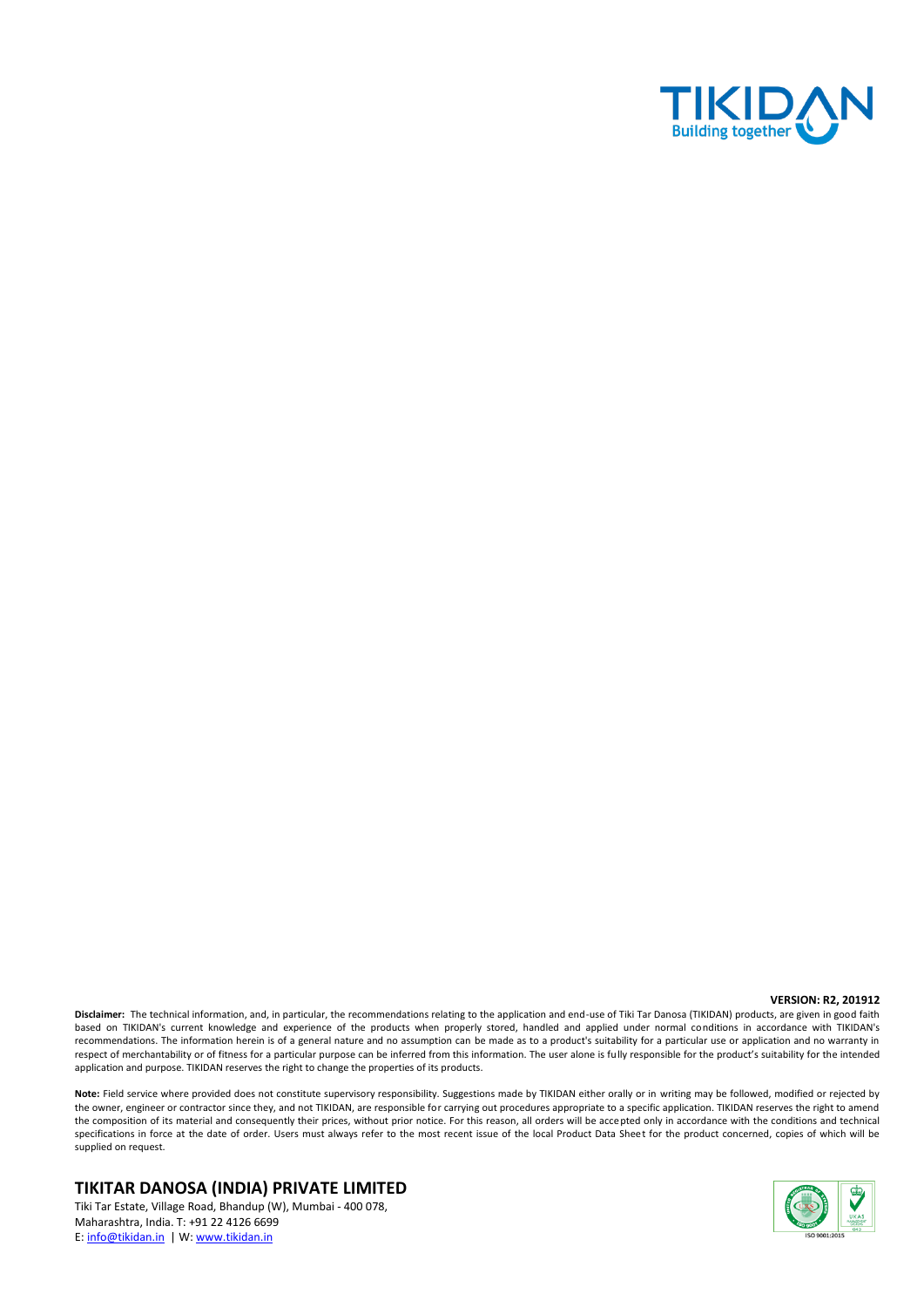**VERSION: R2, 201912**

**Disclaimer:** The technical information, and, in particular, the recommendations relating to the application and end-use of Tiki Tar Danosa (TIKIDAN) products, are given in good faith based on TIKIDAN's current knowledge and experience of the products when properly stored, handled and applied under normal conditions in accordance with TIKIDAN's recommendations. The information herein is of a general nature and no assumption can be made as to a product's suitability for a particular use or application and no warranty in respect of merchantability or of fitness for a particular purpose can be inferred from this information. The user alone is fully responsible for the product's suitability for the intended application and purpose. TIKIDAN reserves the right to change the properties of its products.

**Note:** Field service where provided does not constitute supervisory responsibility. Suggestions made by TIKIDAN either orally or in writing may be followed, modified or rejected by the owner, engineer or contractor since they, and not TIKIDAN, are responsible for carrying out procedures appropriate to a specific application. TIKIDAN reserves the right to amend the composition of its material and consequently their prices, without prior notice. For this reason, all orders will be accepted only in accordance with the conditions and technical specifications in force at the date of order. Users must always refer to the most recent issue of the local Product Data Sheet for the product concerned, copies of which will be supplied on request.

## TIKITAR DANOSA (INDIA) PRIVATE LIMITED

Tiki Tar Estate, Village Road, Bhandup (W), Mumbai - 400 078,
Maharashtra, India. T: +91 22 4126 6699
E: info@tikidan.in | W: www.tikidan.in

ISO 9001:2015